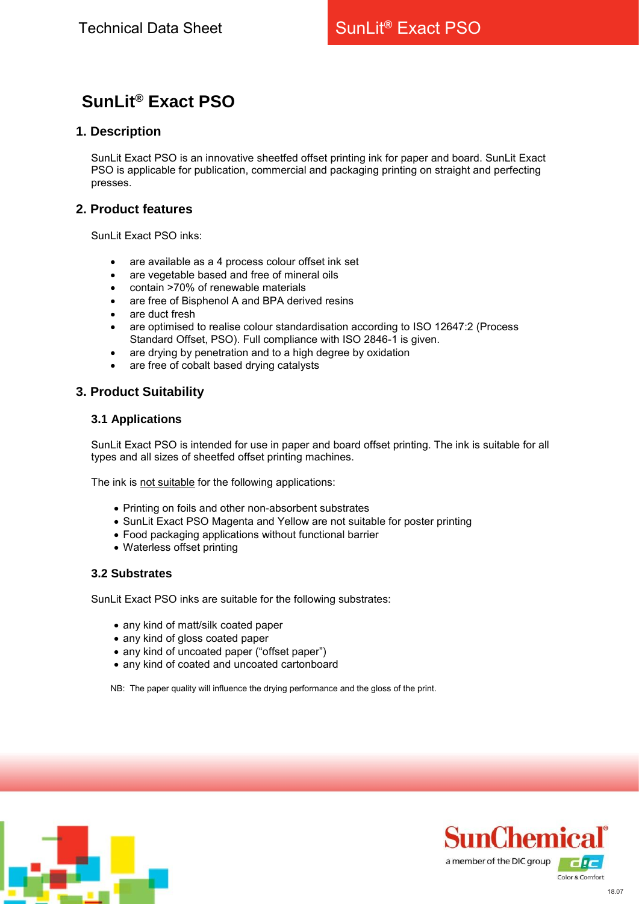# SunLit® Exact PSO

## 1. Description

SunLit Exact PSO is an innovative sheetfed offset printing ink for paper and board. SunLit Exact PSO is applicable for publication, commercial and packaging printing on straight and perfecting presses.

## 2. Product features

SunLit Exact PSO inks:

- are available as a 4 process colour offset ink set
- are vegetable based and free of mineral oils
- contain >70% of renewable materials
- are free of Bisphenol A and BPA derived resins
- are duct fresh
- are optimised to realise colour standardisation according to ISO 12647:2 (Process Standard Offset, PSO). Full compliance with ISO 2846-1 is given.
- are drying by penetration and to a high degree by oxidation
- are free of cobalt based drying catalysts

## 3. Product Suitability

### 3.1 Applications

SunLit Exact PSO is intended for use in paper and board offset printing. The ink is suitable for all types and all sizes of sheetfed offset printing machines.

The ink is not suitable for the following applications:

- Printing on foils and other non-absorbent substrates
- SunLit Exact PSO Magenta and Yellow are not suitable for poster printing
- Food packaging applications without functional barrier
- Waterless offset printing

### 3.2 Substrates

SunLit Exact PSO inks are suitable for the following substrates:

- any kind of matt/silk coated paper
- any kind of gloss coated paper
- any kind of uncoated paper (“offset paper”)
- any kind of coated and uncoated cartonboard

NB: The paper quality will influence the drying performance and the gloss of the print.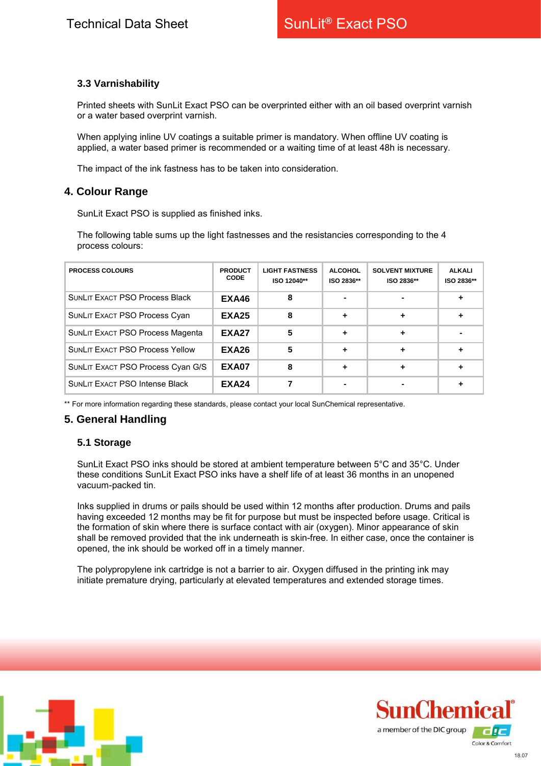### 3.3 Varnishability

Printed sheets with SunLit Exact PSO can be overprinted either with an oil based overprint varnish or a water based overprint varnish.

When applying inline UV coatings a suitable primer is mandatory. When offline UV coating is applied, a water based primer is recommended or a waiting time of at least 48h is necessary.

The impact of the ink fastness has to be taken into consideration.

## 4. Colour Range

SunLit Exact PSO is supplied as finished inks.

The following table sums up the light fastnesses and the resistancies corresponding to the 4 process colours:

| PROCESS COLOURS | PRODUCT CODE | LIGHT FASTNESS ISO 12040** | ALCOHOL ISO 2836** | SOLVENT MIXTURE ISO 2836** | ALKALI ISO 2836** |
|---|---|---|---|---|---|
| SunLit Exact PSO Process Black | **EXA46** | **8** | **-** | **-** | **+** |
| SunLit Exact PSO Process Cyan | **EXA25** | **8** | **+** | **+** | **+** |
| SunLit Exact PSO Process Magenta | **EXA27** | **5** | **+** | **+** | **-** |
| SunLit Exact PSO Process Yellow | **EXA26** | **5** | **+** | **+** | **+** |
| SunLit Exact PSO Process Cyan G/S | **EXA07** | **8** | **+** | **+** | **+** |
| SunLit Exact PSO Intense Black | **EXA24** | **7** | **-** | **-** | **+** |

** For more information regarding these standards, please contact your local SunChemical representative.

## 5. General Handling

### 5.1 Storage

SunLit Exact PSO inks should be stored at ambient temperature between 5°C and 35°C. Under these conditions SunLit Exact PSO inks have a shelf life of at least 36 months in an unopened vacuum-packed tin.

Inks supplied in drums or pails should be used within 12 months after production. Drums and pails having exceeded 12 months may be fit for purpose but must be inspected before usage. Critical is the formation of skin where there is surface contact with air (oxygen). Minor appearance of skin shall be removed provided that the ink underneath is skin-free. In either case, once the container is opened, the ink should be worked off in a timely manner.

The polypropylene ink cartridge is not a barrier to air. Oxygen diffused in the printing ink may initiate premature drying, particularly at elevated temperatures and extended storage times.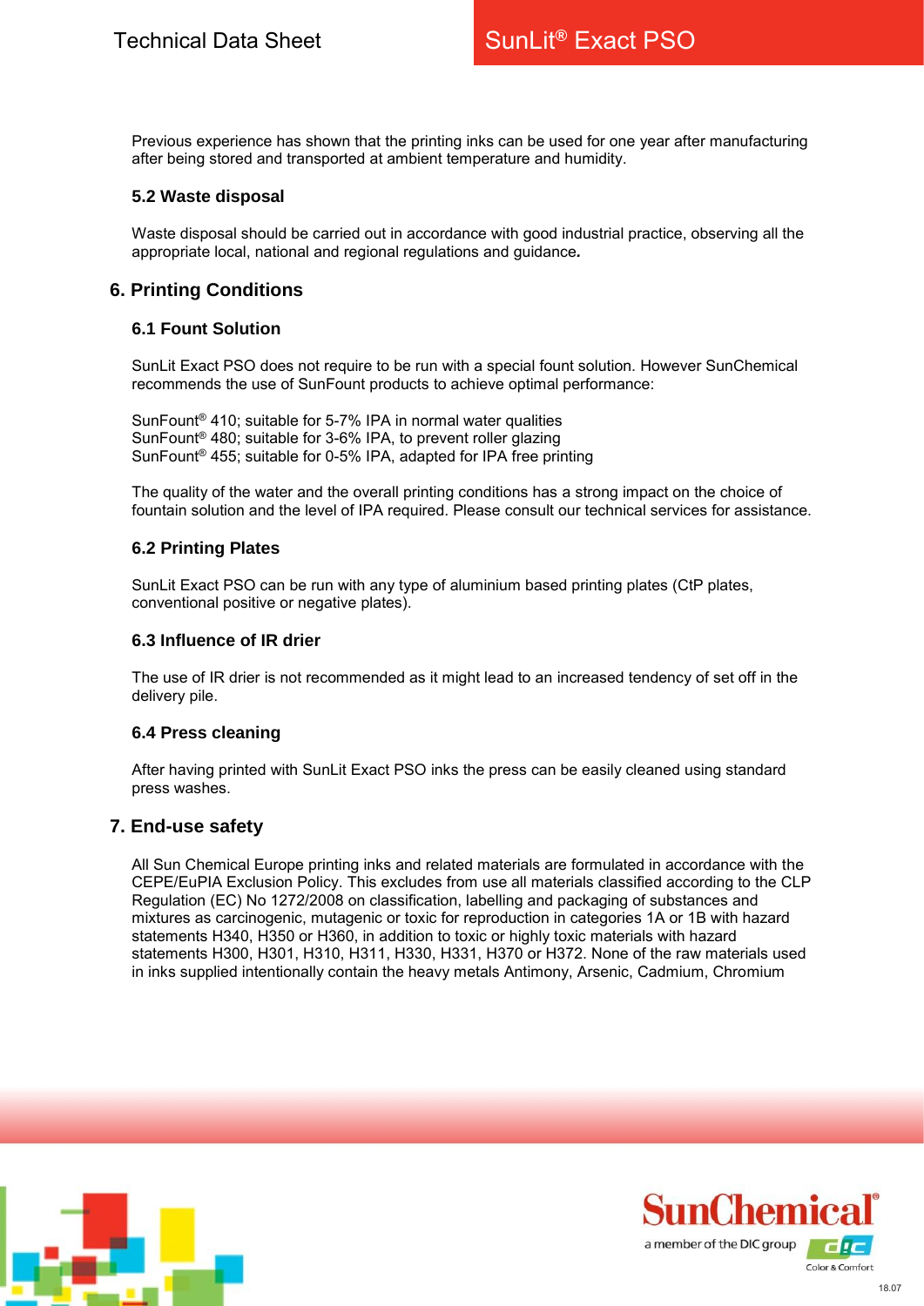Previous experience has shown that the printing inks can be used for one year after manufacturing after being stored and transported at ambient temperature and humidity.

### 5.2 Waste disposal

Waste disposal should be carried out in accordance with good industrial practice, observing all the appropriate local, national and regional regulations and guidance**.**

## 6. Printing Conditions

### 6.1 Fount Solution

SunLit Exact PSO does not require to be run with a special fount solution. However SunChemical recommends the use of SunFount products to achieve optimal performance:

SunFount® 410; suitable for 5-7% IPA in normal water qualities
SunFount® 480; suitable for 3-6% IPA, to prevent roller glazing
SunFount® 455; suitable for 0-5% IPA, adapted for IPA free printing

The quality of the water and the overall printing conditions has a strong impact on the choice of fountain solution and the level of IPA required. Please consult our technical services for assistance.

### 6.2 Printing Plates

SunLit Exact PSO can be run with any type of aluminium based printing plates (CtP plates, conventional positive or negative plates).

### 6.3 Influence of IR drier

The use of IR drier is not recommended as it might lead to an increased tendency of set off in the delivery pile.

### 6.4 Press cleaning

After having printed with SunLit Exact PSO inks the press can be easily cleaned using standard press washes.

## 7. End-use safety

All Sun Chemical Europe printing inks and related materials are formulated in accordance with the CEPE/EuPIA Exclusion Policy. This excludes from use all materials classified according to the CLP Regulation (EC) No 1272/2008 on classification, labelling and packaging of substances and mixtures as carcinogenic, mutagenic or toxic for reproduction in categories 1A or 1B with hazard statements H340, H350 or H360, in addition to toxic or highly toxic materials with hazard statements H300, H301, H310, H311, H330, H331, H370 or H372. None of the raw materials used in inks supplied intentionally contain the heavy metals Antimony, Arsenic, Cadmium, Chromium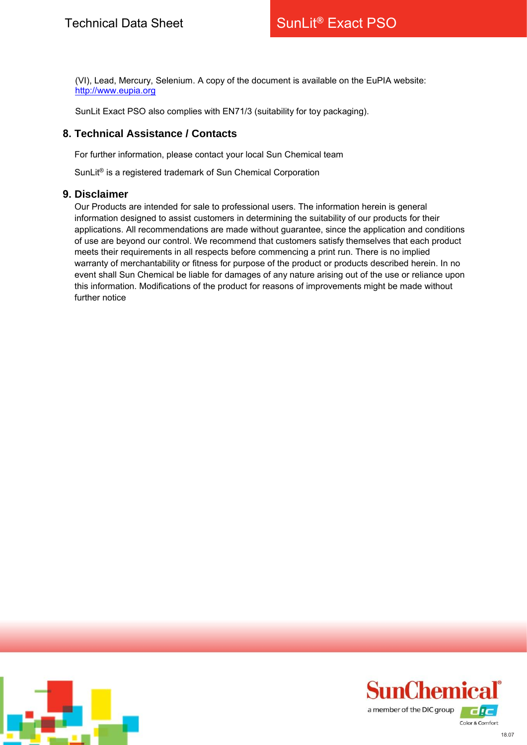(VI), Lead, Mercury, Selenium. A copy of the document is available on the EuPIA website: http://www.eupia.org

SunLit Exact PSO also complies with EN71/3 (suitability for toy packaging).

## 8. Technical Assistance / Contacts

For further information, please contact your local Sun Chemical team

SunLit® is a registered trademark of Sun Chemical Corporation

## 9. Disclaimer

Our Products are intended for sale to professional users. The information herein is general information designed to assist customers in determining the suitability of our products for their applications. All recommendations are made without guarantee, since the application and conditions of use are beyond our control. We recommend that customers satisfy themselves that each product meets their requirements in all respects before commencing a print run. There is no implied warranty of merchantability or fitness for purpose of the product or products described herein. In no event shall Sun Chemical be liable for damages of any nature arising out of the use or reliance upon this information. Modifications of the product for reasons of improvements might be made without further notice